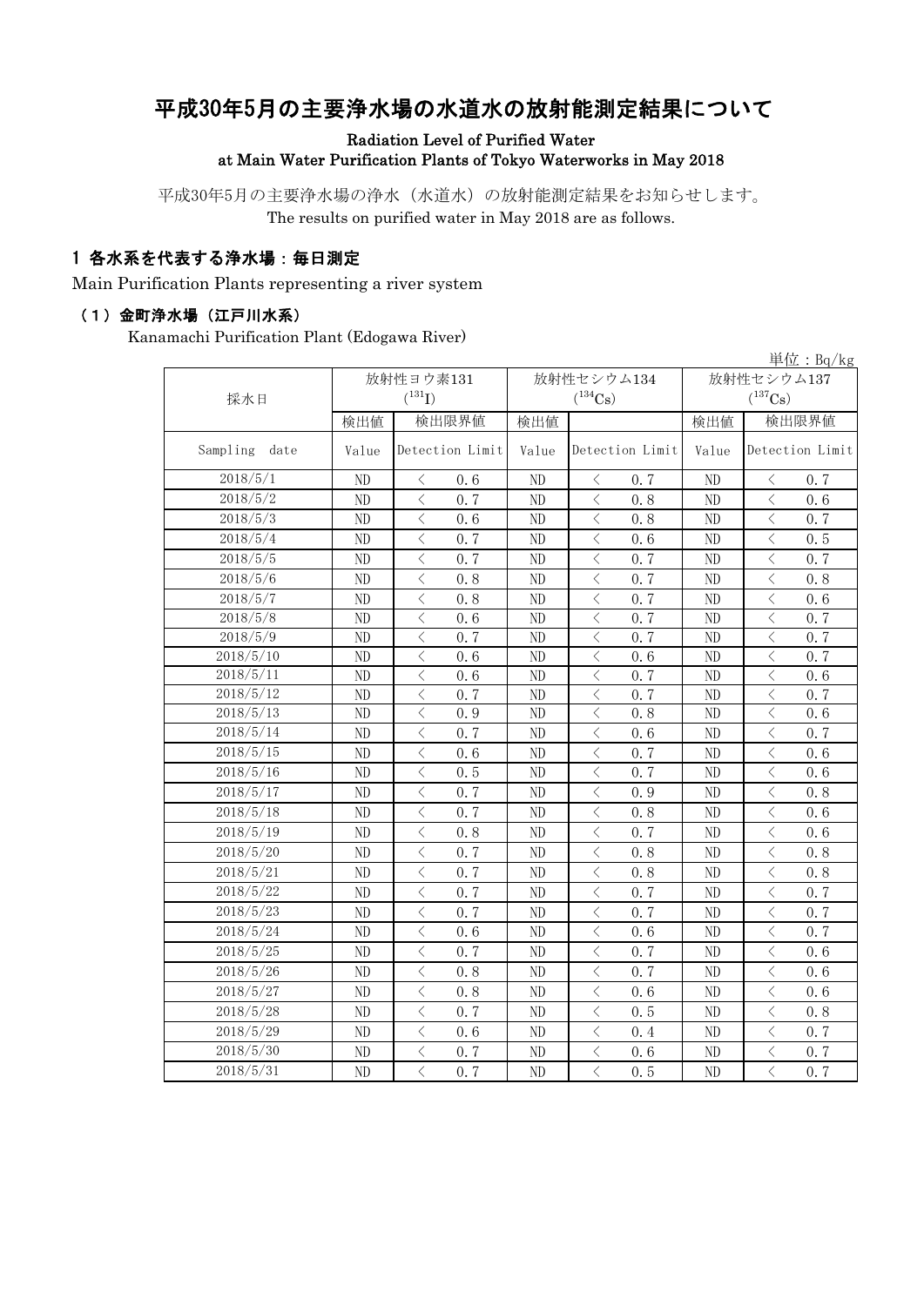# 平成30年5月の主要浄水場の水道水の放射能測定結果について

**Radiation Level of Purified Water at Main Water Purification Plants of Tokyo Waterworks in May 2018**

平成30年5月の主要浄水場の浄水（水道水）の放射能測定結果をお知らせします。
The results on purified water in May 2018 are as follows.

## 1 各水系を代表する浄水場：毎日測定

Main Purification Plants representing a river system

### （1）金町浄水場（江戸川水系）

Kanamachi Purification Plant (Edogawa River)

単位：Bq/kg

| 採水日 | 放射性ヨウ素131 ($^{131}I$) | | 放射性セシウム134 ($^{134}Cs$) | | 放射性セシウム137 ($^{137}Cs$) | |
|---|---|---|---|---|---|---|
| | 検出値 | 検出限界値 | 検出値 | | 検出値 | 検出限界値 |
| Sampling date | Value | Detection Limit | Value | Detection Limit | Value | Detection Limit |
| 2018/5/1 | ND | ＜ 0.6 | ND | ＜ 0.7 | ND | ＜ 0.7 |
| 2018/5/2 | ND | ＜ 0.7 | ND | ＜ 0.8 | ND | ＜ 0.6 |
| 2018/5/3 | ND | ＜ 0.6 | ND | ＜ 0.8 | ND | ＜ 0.7 |
| 2018/5/4 | ND | ＜ 0.7 | ND | ＜ 0.6 | ND | ＜ 0.5 |
| 2018/5/5 | ND | ＜ 0.7 | ND | ＜ 0.7 | ND | ＜ 0.7 |
| 2018/5/6 | ND | ＜ 0.8 | ND | ＜ 0.7 | ND | ＜ 0.8 |
| 2018/5/7 | ND | ＜ 0.8 | ND | ＜ 0.7 | ND | ＜ 0.6 |
| 2018/5/8 | ND | ＜ 0.6 | ND | ＜ 0.7 | ND | ＜ 0.7 |
| 2018/5/9 | ND | ＜ 0.7 | ND | ＜ 0.7 | ND | ＜ 0.7 |
| 2018/5/10 | ND | ＜ 0.6 | ND | ＜ 0.6 | ND | ＜ 0.7 |
| 2018/5/11 | ND | ＜ 0.6 | ND | ＜ 0.7 | ND | ＜ 0.6 |
| 2018/5/12 | ND | ＜ 0.7 | ND | ＜ 0.7 | ND | ＜ 0.7 |
| 2018/5/13 | ND | ＜ 0.9 | ND | ＜ 0.8 | ND | ＜ 0.6 |
| 2018/5/14 | ND | ＜ 0.7 | ND | ＜ 0.6 | ND | ＜ 0.7 |
| 2018/5/15 | ND | ＜ 0.6 | ND | ＜ 0.7 | ND | ＜ 0.6 |
| 2018/5/16 | ND | ＜ 0.5 | ND | ＜ 0.7 | ND | ＜ 0.6 |
| 2018/5/17 | ND | ＜ 0.7 | ND | ＜ 0.9 | ND | ＜ 0.8 |
| 2018/5/18 | ND | ＜ 0.7 | ND | ＜ 0.8 | ND | ＜ 0.6 |
| 2018/5/19 | ND | ＜ 0.8 | ND | ＜ 0.7 | ND | ＜ 0.6 |
| 2018/5/20 | ND | ＜ 0.7 | ND | ＜ 0.8 | ND | ＜ 0.8 |
| 2018/5/21 | ND | ＜ 0.7 | ND | ＜ 0.8 | ND | ＜ 0.8 |
| 2018/5/22 | ND | ＜ 0.7 | ND | ＜ 0.7 | ND | ＜ 0.7 |
| 2018/5/23 | ND | ＜ 0.7 | ND | ＜ 0.7 | ND | ＜ 0.7 |
| 2018/5/24 | ND | ＜ 0.6 | ND | ＜ 0.6 | ND | ＜ 0.7 |
| 2018/5/25 | ND | ＜ 0.7 | ND | ＜ 0.7 | ND | ＜ 0.6 |
| 2018/5/26 | ND | ＜ 0.8 | ND | ＜ 0.7 | ND | ＜ 0.6 |
| 2018/5/27 | ND | ＜ 0.8 | ND | ＜ 0.6 | ND | ＜ 0.6 |
| 2018/5/28 | ND | ＜ 0.7 | ND | ＜ 0.5 | ND | ＜ 0.8 |
| 2018/5/29 | ND | ＜ 0.6 | ND | ＜ 0.4 | ND | ＜ 0.7 |
| 2018/5/30 | ND | ＜ 0.7 | ND | ＜ 0.6 | ND | ＜ 0.7 |
| 2018/5/31 | ND | ＜ 0.7 | ND | ＜ 0.5 | ND | ＜ 0.7 |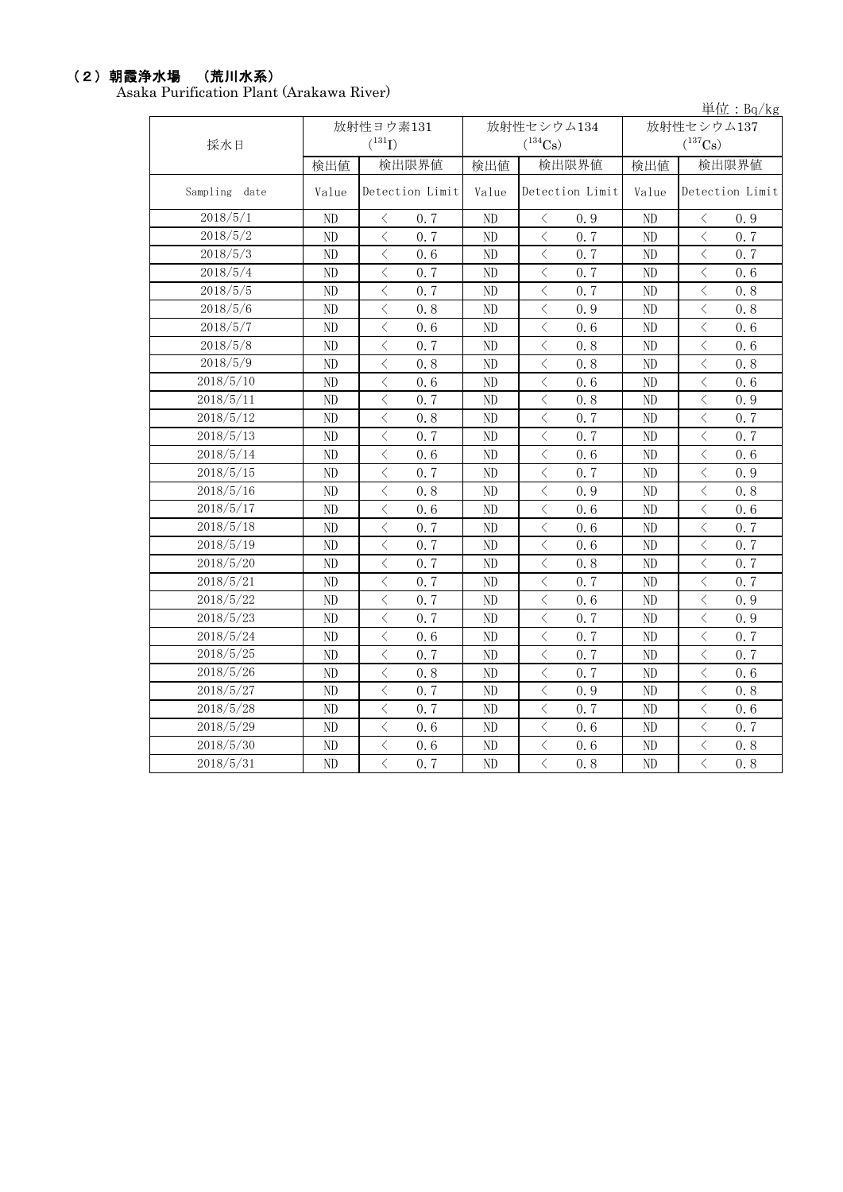## （2）朝霞浄水場　（荒川水系）

Asaka Purification Plant (Arakawa River)

単位：Bq/kg

| 採水日 | 放射性ヨウ素131 ($^{131}$I) | | 放射性セシウム134 ($^{134}$Cs) | | 放射性セシウム137 ($^{137}$Cs) | |
|---|---|---|---|---|---|---|
| | 検出値 | 検出限界値 | 検出値 | 検出限界値 | 検出値 | 検出限界値 |
| Sampling date | Value | Detection Limit | Value | Detection Limit | Value | Detection Limit |
| 2018/5/1 | ND | ＜ 0.7 | ND | ＜ 0.9 | ND | ＜ 0.9 |
| 2018/5/2 | ND | ＜ 0.7 | ND | ＜ 0.7 | ND | ＜ 0.7 |
| 2018/5/3 | ND | ＜ 0.6 | ND | ＜ 0.7 | ND | ＜ 0.7 |
| 2018/5/4 | ND | ＜ 0.7 | ND | ＜ 0.7 | ND | ＜ 0.6 |
| 2018/5/5 | ND | ＜ 0.7 | ND | ＜ 0.7 | ND | ＜ 0.8 |
| 2018/5/6 | ND | ＜ 0.8 | ND | ＜ 0.9 | ND | ＜ 0.8 |
| 2018/5/7 | ND | ＜ 0.6 | ND | ＜ 0.6 | ND | ＜ 0.6 |
| 2018/5/8 | ND | ＜ 0.7 | ND | ＜ 0.8 | ND | ＜ 0.6 |
| 2018/5/9 | ND | ＜ 0.8 | ND | ＜ 0.8 | ND | ＜ 0.8 |
| 2018/5/10 | ND | ＜ 0.6 | ND | ＜ 0.6 | ND | ＜ 0.6 |
| 2018/5/11 | ND | ＜ 0.7 | ND | ＜ 0.8 | ND | ＜ 0.9 |
| 2018/5/12 | ND | ＜ 0.8 | ND | ＜ 0.7 | ND | ＜ 0.7 |
| 2018/5/13 | ND | ＜ 0.7 | ND | ＜ 0.7 | ND | ＜ 0.7 |
| 2018/5/14 | ND | ＜ 0.6 | ND | ＜ 0.6 | ND | ＜ 0.6 |
| 2018/5/15 | ND | ＜ 0.7 | ND | ＜ 0.7 | ND | ＜ 0.9 |
| 2018/5/16 | ND | ＜ 0.8 | ND | ＜ 0.9 | ND | ＜ 0.8 |
| 2018/5/17 | ND | ＜ 0.6 | ND | ＜ 0.6 | ND | ＜ 0.6 |
| 2018/5/18 | ND | ＜ 0.7 | ND | ＜ 0.6 | ND | ＜ 0.7 |
| 2018/5/19 | ND | ＜ 0.7 | ND | ＜ 0.6 | ND | ＜ 0.7 |
| 2018/5/20 | ND | ＜ 0.7 | ND | ＜ 0.8 | ND | ＜ 0.7 |
| 2018/5/21 | ND | ＜ 0.7 | ND | ＜ 0.7 | ND | ＜ 0.7 |
| 2018/5/22 | ND | ＜ 0.7 | ND | ＜ 0.6 | ND | ＜ 0.9 |
| 2018/5/23 | ND | ＜ 0.7 | ND | ＜ 0.7 | ND | ＜ 0.9 |
| 2018/5/24 | ND | ＜ 0.6 | ND | ＜ 0.7 | ND | ＜ 0.7 |
| 2018/5/25 | ND | ＜ 0.7 | ND | ＜ 0.7 | ND | ＜ 0.7 |
| 2018/5/26 | ND | ＜ 0.8 | ND | ＜ 0.7 | ND | ＜ 0.6 |
| 2018/5/27 | ND | ＜ 0.7 | ND | ＜ 0.9 | ND | ＜ 0.8 |
| 2018/5/28 | ND | ＜ 0.7 | ND | ＜ 0.7 | ND | ＜ 0.6 |
| 2018/5/29 | ND | ＜ 0.6 | ND | ＜ 0.6 | ND | ＜ 0.7 |
| 2018/5/30 | ND | ＜ 0.6 | ND | ＜ 0.6 | ND | ＜ 0.8 |
| 2018/5/31 | ND | ＜ 0.7 | ND | ＜ 0.8 | ND | ＜ 0.8 |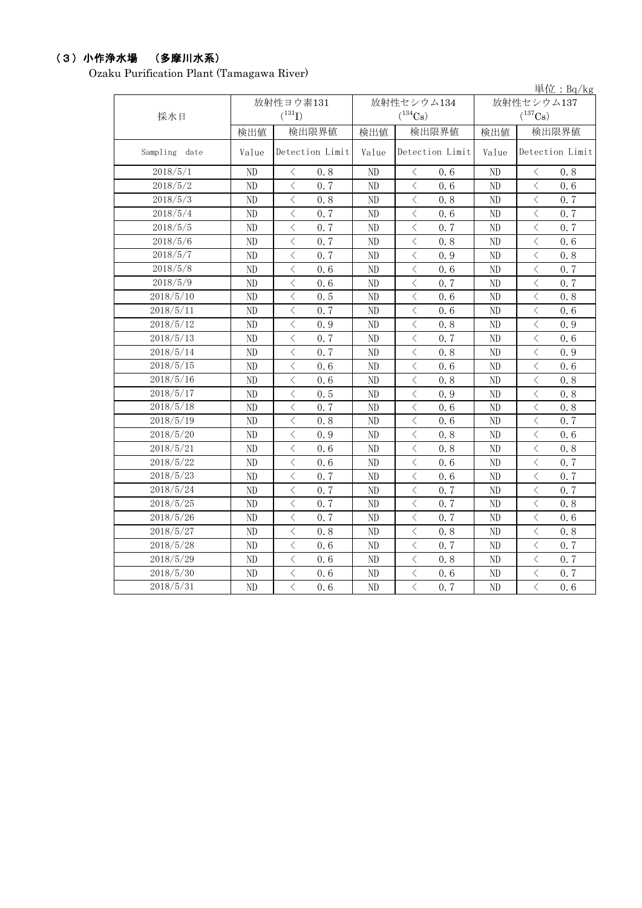## （３）小作浄水場　（多摩川水系）

Ozaku Purification Plant (Tamagawa River)

単位：Bq/kg

| 採水日 | 放射性ヨウ素131 ($^{131}I$) | | 放射性セシウム134 ($^{134}Cs$) | | 放射性セシウム137 ($^{137}Cs$) | |
|---|---|---|---|---|---|---|
| | 検出値 | 検出限界値 | 検出値 | 検出限界値 | 検出値 | 検出限界値 |
| Sampling date | Value | Detection Limit | Value | Detection Limit | Value | Detection Limit |
| 2018/5/1 | ND | ＜ 0.8 | ND | ＜ 0.6 | ND | ＜ 0.8 |
| 2018/5/2 | ND | ＜ 0.7 | ND | ＜ 0.6 | ND | ＜ 0.6 |
| 2018/5/3 | ND | ＜ 0.8 | ND | ＜ 0.8 | ND | ＜ 0.7 |
| 2018/5/4 | ND | ＜ 0.7 | ND | ＜ 0.6 | ND | ＜ 0.7 |
| 2018/5/5 | ND | ＜ 0.7 | ND | ＜ 0.7 | ND | ＜ 0.7 |
| 2018/5/6 | ND | ＜ 0.7 | ND | ＜ 0.8 | ND | ＜ 0.6 |
| 2018/5/7 | ND | ＜ 0.7 | ND | ＜ 0.9 | ND | ＜ 0.8 |
| 2018/5/8 | ND | ＜ 0.6 | ND | ＜ 0.6 | ND | ＜ 0.7 |
| 2018/5/9 | ND | ＜ 0.6 | ND | ＜ 0.7 | ND | ＜ 0.7 |
| 2018/5/10 | ND | ＜ 0.5 | ND | ＜ 0.6 | ND | ＜ 0.8 |
| 2018/5/11 | ND | ＜ 0.7 | ND | ＜ 0.6 | ND | ＜ 0.6 |
| 2018/5/12 | ND | ＜ 0.9 | ND | ＜ 0.8 | ND | ＜ 0.9 |
| 2018/5/13 | ND | ＜ 0.7 | ND | ＜ 0.7 | ND | ＜ 0.6 |
| 2018/5/14 | ND | ＜ 0.7 | ND | ＜ 0.8 | ND | ＜ 0.9 |
| 2018/5/15 | ND | ＜ 0.6 | ND | ＜ 0.6 | ND | ＜ 0.6 |
| 2018/5/16 | ND | ＜ 0.6 | ND | ＜ 0.8 | ND | ＜ 0.8 |
| 2018/5/17 | ND | ＜ 0.5 | ND | ＜ 0.9 | ND | ＜ 0.8 |
| 2018/5/18 | ND | ＜ 0.7 | ND | ＜ 0.6 | ND | ＜ 0.8 |
| 2018/5/19 | ND | ＜ 0.8 | ND | ＜ 0.6 | ND | ＜ 0.7 |
| 2018/5/20 | ND | ＜ 0.9 | ND | ＜ 0.8 | ND | ＜ 0.6 |
| 2018/5/21 | ND | ＜ 0.6 | ND | ＜ 0.8 | ND | ＜ 0.8 |
| 2018/5/22 | ND | ＜ 0.6 | ND | ＜ 0.6 | ND | ＜ 0.7 |
| 2018/5/23 | ND | ＜ 0.7 | ND | ＜ 0.6 | ND | ＜ 0.7 |
| 2018/5/24 | ND | ＜ 0.7 | ND | ＜ 0.7 | ND | ＜ 0.7 |
| 2018/5/25 | ND | ＜ 0.7 | ND | ＜ 0.7 | ND | ＜ 0.8 |
| 2018/5/26 | ND | ＜ 0.7 | ND | ＜ 0.7 | ND | ＜ 0.6 |
| 2018/5/27 | ND | ＜ 0.8 | ND | ＜ 0.8 | ND | ＜ 0.8 |
| 2018/5/28 | ND | ＜ 0.6 | ND | ＜ 0.7 | ND | ＜ 0.7 |
| 2018/5/29 | ND | ＜ 0.6 | ND | ＜ 0.8 | ND | ＜ 0.7 |
| 2018/5/30 | ND | ＜ 0.6 | ND | ＜ 0.6 | ND | ＜ 0.7 |
| 2018/5/31 | ND | ＜ 0.6 | ND | ＜ 0.7 | ND | ＜ 0.6 |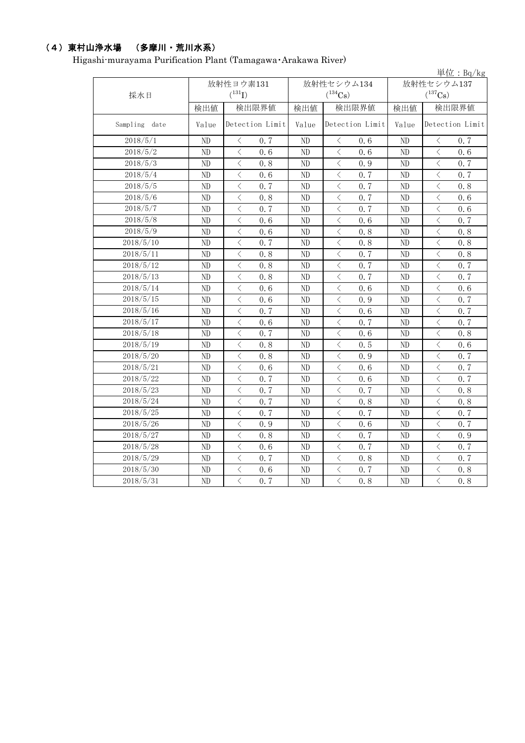## （4）東村山浄水場　（多摩川・荒川水系）

Higashi-murayama Purification Plant (Tamagawa･Arakawa River)

単位：Bq/kg

| 採水日 | 放射性ヨウ素131 ($^{131}I$) | | 放射性セシウム134 ($^{134}Cs$) | | 放射性セシウム137 ($^{137}Cs$) | |
|---|---|---|---|---|---|---|
| | 検出値 | 検出限界値 | 検出値 | 検出限界値 | 検出値 | 検出限界値 |
| Sampling date | Value | Detection Limit | Value | Detection Limit | Value | Detection Limit |
| 2018/5/1 | ND | ＜ 0.7 | ND | ＜ 0.6 | ND | ＜ 0.7 |
| 2018/5/2 | ND | ＜ 0.6 | ND | ＜ 0.6 | ND | ＜ 0.6 |
| 2018/5/3 | ND | ＜ 0.8 | ND | ＜ 0.9 | ND | ＜ 0.7 |
| 2018/5/4 | ND | ＜ 0.6 | ND | ＜ 0.7 | ND | ＜ 0.7 |
| 2018/5/5 | ND | ＜ 0.7 | ND | ＜ 0.7 | ND | ＜ 0.8 |
| 2018/5/6 | ND | ＜ 0.8 | ND | ＜ 0.7 | ND | ＜ 0.6 |
| 2018/5/7 | ND | ＜ 0.7 | ND | ＜ 0.7 | ND | ＜ 0.6 |
| 2018/5/8 | ND | ＜ 0.6 | ND | ＜ 0.6 | ND | ＜ 0.7 |
| 2018/5/9 | ND | ＜ 0.6 | ND | ＜ 0.8 | ND | ＜ 0.8 |
| 2018/5/10 | ND | ＜ 0.7 | ND | ＜ 0.8 | ND | ＜ 0.8 |
| 2018/5/11 | ND | ＜ 0.8 | ND | ＜ 0.7 | ND | ＜ 0.8 |
| 2018/5/12 | ND | ＜ 0.8 | ND | ＜ 0.7 | ND | ＜ 0.7 |
| 2018/5/13 | ND | ＜ 0.8 | ND | ＜ 0.7 | ND | ＜ 0.7 |
| 2018/5/14 | ND | ＜ 0.6 | ND | ＜ 0.6 | ND | ＜ 0.6 |
| 2018/5/15 | ND | ＜ 0.6 | ND | ＜ 0.9 | ND | ＜ 0.7 |
| 2018/5/16 | ND | ＜ 0.7 | ND | ＜ 0.6 | ND | ＜ 0.7 |
| 2018/5/17 | ND | ＜ 0.6 | ND | ＜ 0.7 | ND | ＜ 0.7 |
| 2018/5/18 | ND | ＜ 0.7 | ND | ＜ 0.6 | ND | ＜ 0.8 |
| 2018/5/19 | ND | ＜ 0.8 | ND | ＜ 0.5 | ND | ＜ 0.6 |
| 2018/5/20 | ND | ＜ 0.8 | ND | ＜ 0.9 | ND | ＜ 0.7 |
| 2018/5/21 | ND | ＜ 0.6 | ND | ＜ 0.6 | ND | ＜ 0.7 |
| 2018/5/22 | ND | ＜ 0.7 | ND | ＜ 0.6 | ND | ＜ 0.7 |
| 2018/5/23 | ND | ＜ 0.7 | ND | ＜ 0.7 | ND | ＜ 0.8 |
| 2018/5/24 | ND | ＜ 0.7 | ND | ＜ 0.8 | ND | ＜ 0.8 |
| 2018/5/25 | ND | ＜ 0.7 | ND | ＜ 0.7 | ND | ＜ 0.7 |
| 2018/5/26 | ND | ＜ 0.9 | ND | ＜ 0.6 | ND | ＜ 0.7 |
| 2018/5/27 | ND | ＜ 0.8 | ND | ＜ 0.7 | ND | ＜ 0.9 |
| 2018/5/28 | ND | ＜ 0.6 | ND | ＜ 0.7 | ND | ＜ 0.7 |
| 2018/5/29 | ND | ＜ 0.7 | ND | ＜ 0.8 | ND | ＜ 0.7 |
| 2018/5/30 | ND | ＜ 0.6 | ND | ＜ 0.7 | ND | ＜ 0.8 |
| 2018/5/31 | ND | ＜ 0.7 | ND | ＜ 0.8 | ND | ＜ 0.8 |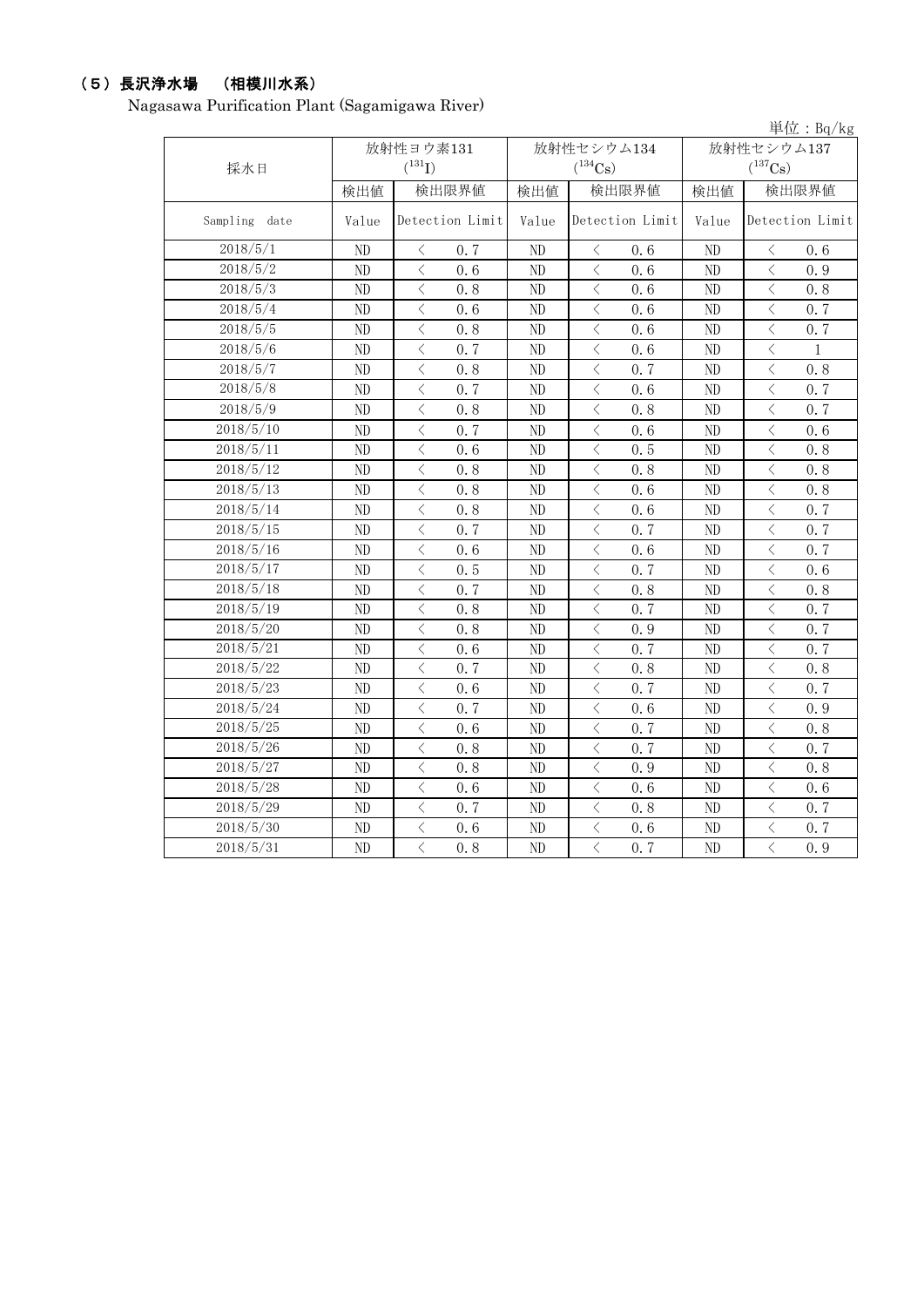## （５）長沢浄水場　（相模川水系）

Nagasawa Purification Plant (Sagamigawa River)

単位：Bq/kg

| 採水日 | 放射性ヨウ素131 ($^{131}I$) | | 放射性セシウム134 ($^{134}Cs$) | | 放射性セシウム137 ($^{137}Cs$) | |
|---|---|---|---|---|---|---|
| | 検出値 | 検出限界値 | 検出値 | 検出限界値 | 検出値 | 検出限界値 |
| Sampling date | Value | Detection Limit | Value | Detection Limit | Value | Detection Limit |
| 2018/5/1 | ND | ＜ 0.7 | ND | ＜ 0.6 | ND | ＜ 0.6 |
| 2018/5/2 | ND | ＜ 0.6 | ND | ＜ 0.6 | ND | ＜ 0.9 |
| 2018/5/3 | ND | ＜ 0.8 | ND | ＜ 0.6 | ND | ＜ 0.8 |
| 2018/5/4 | ND | ＜ 0.6 | ND | ＜ 0.6 | ND | ＜ 0.7 |
| 2018/5/5 | ND | ＜ 0.8 | ND | ＜ 0.6 | ND | ＜ 0.7 |
| 2018/5/6 | ND | ＜ 0.7 | ND | ＜ 0.6 | ND | ＜ 1 |
| 2018/5/7 | ND | ＜ 0.8 | ND | ＜ 0.7 | ND | ＜ 0.8 |
| 2018/5/8 | ND | ＜ 0.7 | ND | ＜ 0.6 | ND | ＜ 0.7 |
| 2018/5/9 | ND | ＜ 0.8 | ND | ＜ 0.8 | ND | ＜ 0.7 |
| 2018/5/10 | ND | ＜ 0.7 | ND | ＜ 0.6 | ND | ＜ 0.6 |
| 2018/5/11 | ND | ＜ 0.6 | ND | ＜ 0.5 | ND | ＜ 0.8 |
| 2018/5/12 | ND | ＜ 0.8 | ND | ＜ 0.8 | ND | ＜ 0.8 |
| 2018/5/13 | ND | ＜ 0.8 | ND | ＜ 0.6 | ND | ＜ 0.8 |
| 2018/5/14 | ND | ＜ 0.8 | ND | ＜ 0.6 | ND | ＜ 0.7 |
| 2018/5/15 | ND | ＜ 0.7 | ND | ＜ 0.7 | ND | ＜ 0.7 |
| 2018/5/16 | ND | ＜ 0.6 | ND | ＜ 0.6 | ND | ＜ 0.7 |
| 2018/5/17 | ND | ＜ 0.5 | ND | ＜ 0.7 | ND | ＜ 0.6 |
| 2018/5/18 | ND | ＜ 0.7 | ND | ＜ 0.8 | ND | ＜ 0.8 |
| 2018/5/19 | ND | ＜ 0.8 | ND | ＜ 0.7 | ND | ＜ 0.7 |
| 2018/5/20 | ND | ＜ 0.8 | ND | ＜ 0.9 | ND | ＜ 0.7 |
| 2018/5/21 | ND | ＜ 0.6 | ND | ＜ 0.7 | ND | ＜ 0.7 |
| 2018/5/22 | ND | ＜ 0.7 | ND | ＜ 0.8 | ND | ＜ 0.8 |
| 2018/5/23 | ND | ＜ 0.6 | ND | ＜ 0.7 | ND | ＜ 0.7 |
| 2018/5/24 | ND | ＜ 0.7 | ND | ＜ 0.6 | ND | ＜ 0.9 |
| 2018/5/25 | ND | ＜ 0.6 | ND | ＜ 0.7 | ND | ＜ 0.8 |
| 2018/5/26 | ND | ＜ 0.8 | ND | ＜ 0.7 | ND | ＜ 0.7 |
| 2018/5/27 | ND | ＜ 0.8 | ND | ＜ 0.9 | ND | ＜ 0.8 |
| 2018/5/28 | ND | ＜ 0.6 | ND | ＜ 0.6 | ND | ＜ 0.6 |
| 2018/5/29 | ND | ＜ 0.7 | ND | ＜ 0.8 | ND | ＜ 0.7 |
| 2018/5/30 | ND | ＜ 0.6 | ND | ＜ 0.6 | ND | ＜ 0.7 |
| 2018/5/31 | ND | ＜ 0.8 | ND | ＜ 0.7 | ND | ＜ 0.9 |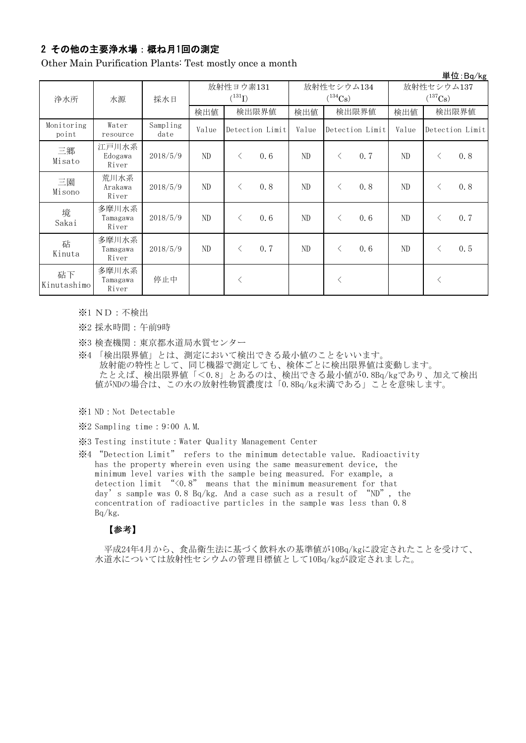## 2 その他の主要浄水場：概ね月1回の測定

Other Main Purification Plants: Test mostly once a month

単位：Bq/kg

| 浄水所 | 水源 | 採水日 | 放射性ヨウ素131 ($^{131}$I) | | | 放射性セシウム134 ($^{134}$Cs) | | | 放射性セシウム137 ($^{137}$Cs) | | |
|---|---|---|---|---|---|---|---|---|---|---|---|
| | | | 検出値 | 検出限界値 | | 検出値 | 検出限界値 | | 検出値 | 検出限界値 | |
| Monitoring point | Water resource | Sampling date | Value | Detection Limit | | Value | Detection Limit | | Value | Detection Limit | |
| 三郷 Misato | 江戸川水系 Edogawa River | 2018/5/9 | ND | < | 0.6 | ND | < | 0.7 | ND | < | 0.8 |
| 三園 Misono | 荒川水系 Arakawa River | 2018/5/9 | ND | < | 0.8 | ND | < | 0.8 | ND | < | 0.8 |
| 境 Sakai | 多摩川水系 Tamagawa River | 2018/5/9 | ND | < | 0.6 | ND | < | 0.6 | ND | < | 0.7 |
| 砧 Kinuta | 多摩川水系 Tamagawa River | 2018/5/9 | ND | < | 0.7 | ND | < | 0.6 | ND | < | 0.5 |
| 砧下 Kinutashimo | 多摩川水系 Tamagawa River | 停止中 | | < | | | < | | | < | |

※1 ＮＤ：不検出

※2 採水時間：午前9時

※3 検査機関：東京都水道局水質センター

※4 「検出限界値」とは、測定において検出できる最小値のことをいいます。
放射能の特性として、同じ機器で測定しても、検体ごとに検出限界値は変動します。
たとえば、検出限界値「<0.8」とあるのは、検出できる最小値が0.8Bq/kgであり、加えて検出値がNDの場合は、この水の放射性物質濃度は「0.8Bq/kg未満である」ことを意味します。

※1 ND：Not Detectable

※2 Sampling time：9:00 A.M.

※3 Testing institute：Water Quality Management Center

※4 "Detection Limit" refers to the minimum detectable value. Radioactivity has the property wherein even using the same measurement device, the minimum level varies with the sample being measured. For example, a detection limit "<0.8" means that the minimum measurement for that day's sample was 0.8 Bq/kg. And a case such as a result of "ND", the concentration of radioactive particles in the sample was less than 0.8 Bq/kg.

**【参考】**

平成24年4月から、食品衛生法に基づく飲料水の基準値が10Bq/kgに設定されたことを受けて、水道水については放射性セシウムの管理目標値として10Bq/kgが設定されました。